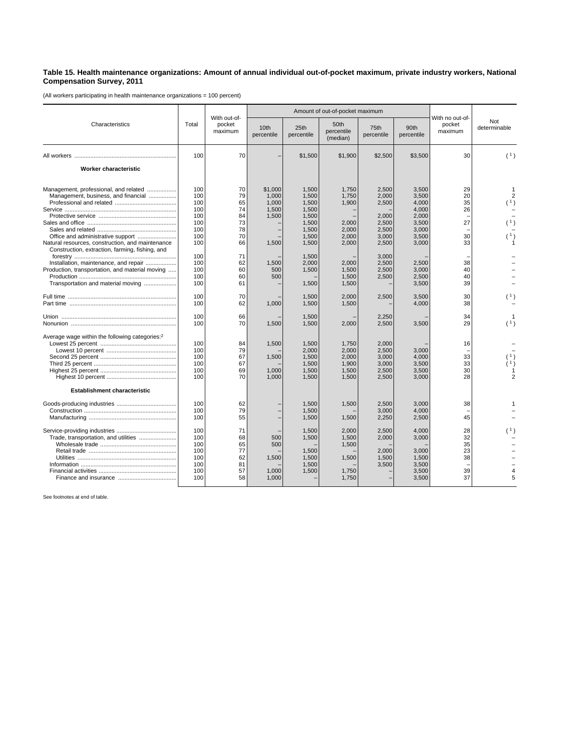**Table 15. Health maintenance organizations: Amount of annual individual out-of-pocket maximum, private industry workers, National Compensation Survey, 2011**

(All workers participating in health maintenance organizations = 100 percent)

| Characteristics | Total | With out-of-pocket maximum | Amount of out-of-pocket maximum | | | | | With no out-of-pocket maximum | Not determinable |
|---|---|---|---|---|---|---|---|---|---|
| | | | 10th percentile | 25th percentile | 50th percentile (median) | 75th percentile | 90th percentile | | |
| All workers | 100 | 70 | – | $1,500 | $1,900 | $2,500 | $3,500 | 30 | ( 1 ) |
| **Worker characteristic** | | | | | | | | | |
| Management, professional, and related | 100 | 70 | $1,000 | 1,500 | 1,750 | 2,500 | 3,500 | 29 | 1 |
| Management, business, and financial | 100 | 79 | 1,000 | 1,500 | 1,750 | 2,000 | 3,500 | 20 | 2 |
| Professional and related | 100 | 65 | 1,000 | 1,500 | 1,900 | 2,500 | 4,000 | 35 | ( 1 ) |
| Service | 100 | 74 | 1,500 | 1,500 | – | – | 4,000 | 26 | – |
| Protective service | 100 | 84 | 1,500 | 1,500 | – | 2,000 | 2,000 | – | – |
| Sales and office | 100 | 73 | – | 1,500 | 2,000 | 2,500 | 3,500 | 27 | ( 1 ) |
| Sales and related | 100 | 78 | – | 1,500 | 2,000 | 2,500 | 3,000 | – | – |
| Office and administrative support | 100 | 70 | – | 1,500 | 2,000 | 3,000 | 3,500 | 30 | ( 1 ) |
| Natural resources, construction, and maintenance | 100 | 66 | 1,500 | 1,500 | 2,000 | 2,500 | 3,000 | 33 | 1 |
| Construction, extraction, farming, fishing, and forestry | 100 | 71 | – | 1,500 | – | 3,000 | – | – | – |
| Installation, maintenance, and repair | 100 | 62 | 1,500 | 2,000 | 2,000 | 2,500 | 2,500 | 38 | – |
| Production, transportation, and material moving | 100 | 60 | 500 | 1,500 | 1,500 | 2,500 | 3,000 | 40 | – |
| Production | 100 | 60 | 500 | – | 1,500 | 2,500 | 2,500 | 40 | – |
| Transportation and material moving | 100 | 61 | – | 1,500 | 1,500 | – | 3,500 | 39 | – |
| Full time | 100 | 70 | – | 1,500 | 2,000 | 2,500 | 3,500 | 30 | ( 1 ) |
| Part time | 100 | 62 | 1,000 | 1,500 | 1,500 | – | 4,000 | 38 | – |
| Union | 100 | 66 | – | 1,500 | – | 2,250 | – | 34 | 1 |
| Nonunion | 100 | 70 | 1,500 | 1,500 | 2,000 | 2,500 | 3,500 | 29 | ( 1 ) |
| Average wage within the following categories:[2] | | | | | | | | | |
| Lowest 25 percent | 100 | 84 | 1,500 | 1,500 | 1,750 | 2,000 | – | 16 | – |
| Lowest 10 percent | 100 | 79 | – | 2,000 | 2,000 | 2,500 | 3,000 | – | – |
| Second 25 percent | 100 | 67 | 1,500 | 1,500 | 2,000 | 3,000 | 4,000 | 33 | ( 1 ) |
| Third 25 percent | 100 | 67 | – | 1,500 | 1,900 | 3,000 | 3,500 | 33 | ( 1 ) |
| Highest 25 percent | 100 | 69 | 1,000 | 1,500 | 1,500 | 2,500 | 3,500 | 30 | 1 |
| Highest 10 percent | 100 | 70 | 1,000 | 1,500 | 1,500 | 2,500 | 3,000 | 28 | 2 |
| **Establishment characteristic** | | | | | | | | | |
| Goods-producing industries | 100 | 62 | – | 1,500 | 1,500 | 2,500 | 3,000 | 38 | 1 |
| Construction | 100 | 79 | – | 1,500 | – | 3,000 | 4,000 | – | – |
| Manufacturing | 100 | 55 | – | 1,500 | 1,500 | 2,250 | 2,500 | 45 | – |
| Service-providing industries | 100 | 71 | – | 1,500 | 2,000 | 2,500 | 4,000 | 28 | ( 1 ) |
| Trade, transportation, and utilities | 100 | 68 | 500 | 1,500 | 1,500 | 2,000 | 3,000 | 32 | – |
| Wholesale trade | 100 | 65 | 500 | – | 1,500 | – | – | 35 | – |
| Retail trade | 100 | 77 | – | 1,500 | – | 2,000 | 3,000 | 23 | – |
| Utilities | 100 | 62 | 1,500 | 1,500 | 1,500 | 1,500 | 1,500 | 38 | – |
| Information | 100 | 81 | – | 1,500 | – | 3,500 | 3,500 | – | – |
| Financial activities | 100 | 57 | 1,000 | 1,500 | 1,750 | – | 3,500 | 39 | 4 |
| Finance and insurance | 100 | 58 | 1,000 | – | 1,750 | – | 3,500 | 37 | 5 |

See footnotes at end of table.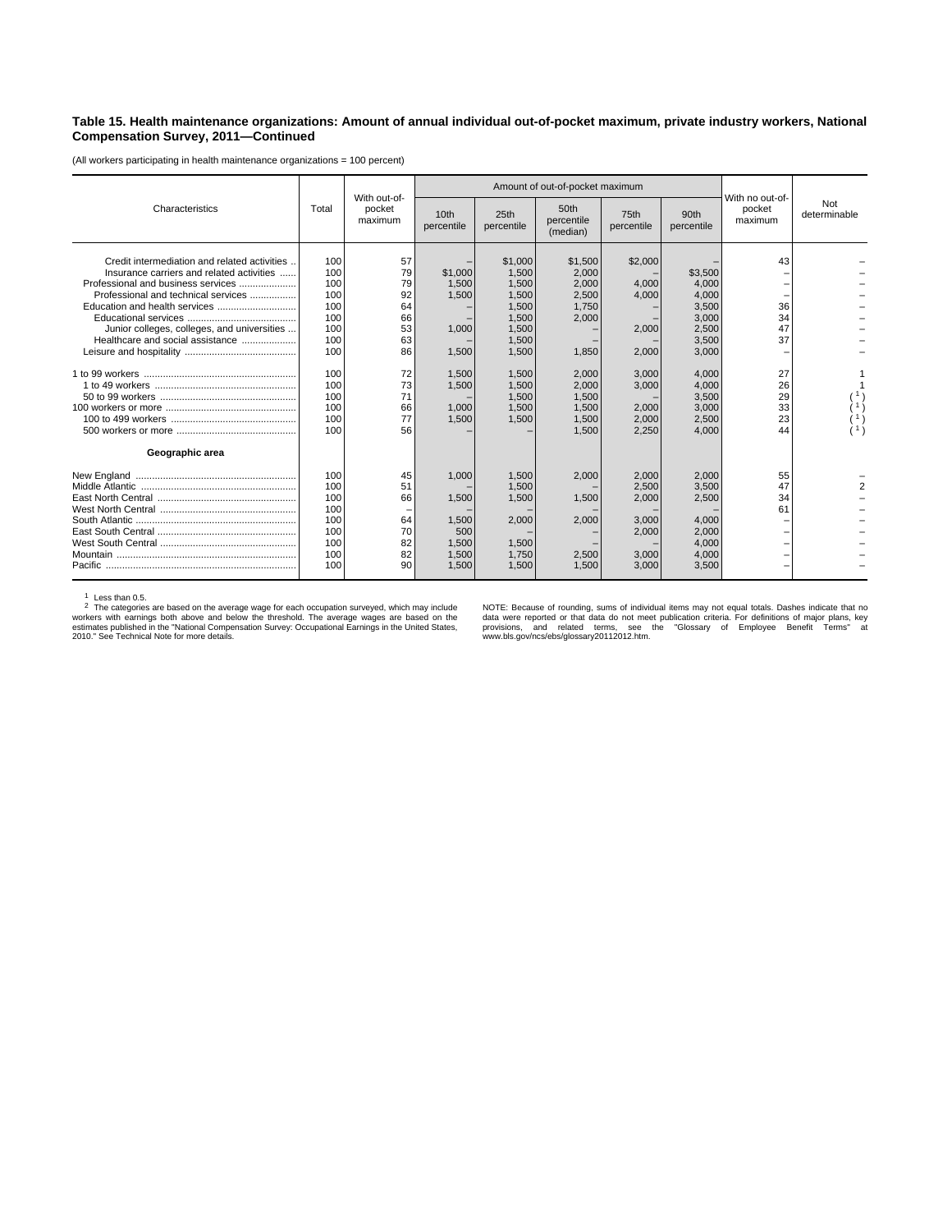**Table 15. Health maintenance organizations: Amount of annual individual out-of-pocket maximum, private industry workers, National Compensation Survey, 2011—Continued**

(All workers participating in health maintenance organizations = 100 percent)

| Characteristics | Total | With out-of-pocket maximum | Amount of out-of-pocket maximum | | | | | With no out-of-pocket maximum | Not determinable |
|---|---|---|---|---|---|---|---|---|---|
| | | | 10th percentile | 25th percentile | 50th percentile (median) | 75th percentile | 90th percentile | | |
| Credit intermediation and related activities | 100 | 57 | – | $1,000 | $1,500 | $2,000 | – | 43 | – |
| Insurance carriers and related activities | 100 | 79 | $1,000 | 1,500 | 2,000 | – | $3,500 | – | – |
| Professional and business services | 100 | 79 | 1,500 | 1,500 | 2,000 | 4,000 | 4,000 | – | – |
| Professional and technical services | 100 | 92 | 1,500 | 1,500 | 2,500 | 4,000 | 4,000 | – | – |
| Education and health services | 100 | 64 | – | 1,500 | 1,750 | – | 3,500 | 36 | – |
| Educational services | 100 | 66 | – | 1,500 | 2,000 | – | 3,000 | 34 | – |
| Junior colleges, colleges, and universities | 100 | 53 | 1,000 | 1,500 | – | 2,000 | 2,500 | 47 | – |
| Healthcare and social assistance | 100 | 63 | – | 1,500 | – | – | 3,500 | 37 | – |
| Leisure and hospitality | 100 | 86 | 1,500 | 1,500 | 1,850 | 2,000 | 3,000 | – | – |
| 1 to 99 workers | 100 | 72 | 1,500 | 1,500 | 2,000 | 3,000 | 4,000 | 27 | 1 |
| 1 to 49 workers | 100 | 73 | 1,500 | 1,500 | 2,000 | 3,000 | 4,000 | 26 | 1 |
| 50 to 99 workers | 100 | 71 | – | 1,500 | 1,500 | – | 3,500 | 29 | (1) |
| 100 workers or more | 100 | 66 | 1,000 | 1,500 | 1,500 | 2,000 | 3,000 | 33 | (1) |
| 100 to 499 workers | 100 | 77 | 1,500 | 1,500 | 1,500 | 2,000 | 2,500 | 23 | (1) |
| 500 workers or more | 100 | 56 | – | – | 1,500 | 2,250 | 4,000 | 44 | (1) |
| **Geographic area** | | | | | | | | | |
| New England | 100 | 45 | 1,000 | 1,500 | 2,000 | 2,000 | 2,000 | 55 | – |
| Middle Atlantic | 100 | 51 | – | 1,500 | – | 2,500 | 3,500 | 47 | 2 |
| East North Central | 100 | 66 | 1,500 | 1,500 | 1,500 | 2,000 | 2,500 | 34 | – |
| West North Central | 100 | – | – | – | – | – | – | 61 | – |
| South Atlantic | 100 | 64 | 1,500 | 2,000 | 2,000 | 3,000 | 4,000 | – | – |
| East South Central | 100 | 70 | 500 | – | – | 2,000 | 2,000 | – | – |
| West South Central | 100 | 82 | 1,500 | 1,500 | – | – | 4,000 | – | – |
| Mountain | 100 | 82 | 1,500 | 1,750 | 2,500 | 3,000 | 4,000 | – | – |
| Pacific | 100 | 90 | 1,500 | 1,500 | 1,500 | 3,000 | 3,500 | – | – |

[1] Less than 0.5.

[2] The categories are based on the average wage for each occupation surveyed, which may include workers with earnings both above and below the threshold. The average wages are based on the estimates published in the "National Compensation Survey: Occupational Earnings in the United States, 2010." See Technical Note for more details.

NOTE: Because of rounding, sums of individual items may not equal totals. Dashes indicate that no data were reported or that data do not meet publication criteria. For definitions of major plans, key provisions, and related terms, see the "Glossary of Employee Benefit Terms" at www.bls.gov/ncs/ebs/glossary20112012.htm.